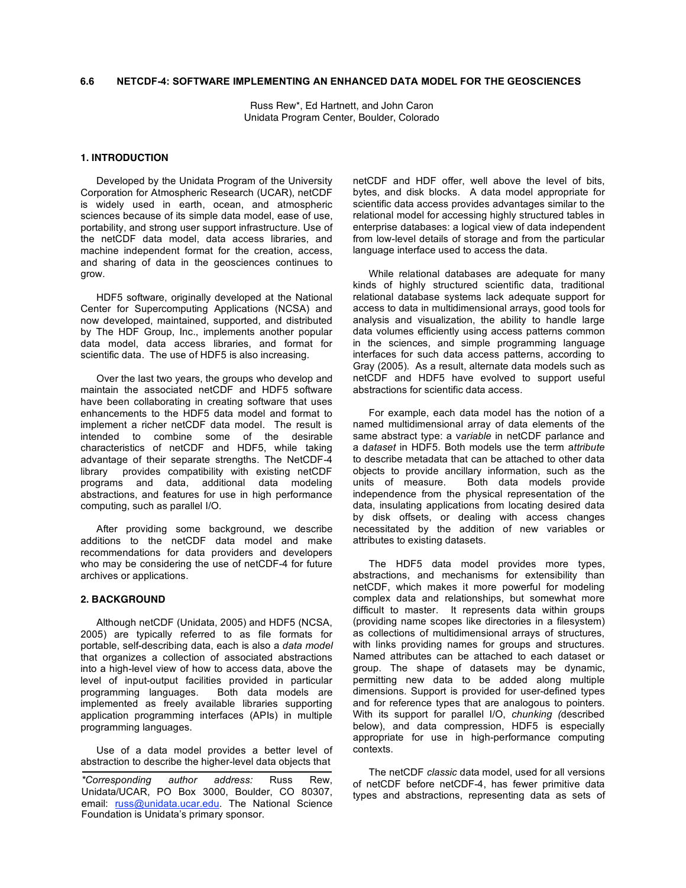# 6.6 NETCDF-4: SOFTWARE IMPLEMENTING AN ENHANCED DATA MODEL FOR THE GEOSCIENCES

Russ Rew*, Ed Hartnett, and John Caron
Unidata Program Center, Boulder, Colorado

## 1. INTRODUCTION

Developed by the Unidata Program of the University Corporation for Atmospheric Research (UCAR), netCDF is widely used in earth, ocean, and atmospheric sciences because of its simple data model, ease of use, portability, and strong user support infrastructure. Use of the netCDF data model, data access libraries, and machine independent format for the creation, access, and sharing of data in the geosciences continues to grow.

HDF5 software, originally developed at the National Center for Supercomputing Applications (NCSA) and now developed, maintained, supported, and distributed by The HDF Group, Inc., implements another popular data model, data access libraries, and format for scientific data. The use of HDF5 is also increasing.

Over the last two years, the groups who develop and maintain the associated netCDF and HDF5 software have been collaborating in creating software that uses enhancements to the HDF5 data model and format to implement a richer netCDF data model. The result is intended to combine some of the desirable characteristics of netCDF and HDF5, while taking advantage of their separate strengths. The NetCDF-4 library provides compatibility with existing netCDF programs and data, additional data modeling abstractions, and features for use in high performance computing, such as parallel I/O.

After providing some background, we describe additions to the netCDF data model and make recommendations for data providers and developers who may be considering the use of netCDF-4 for future archives or applications.

## 2. BACKGROUND

Although netCDF (Unidata, 2005) and HDF5 (NCSA, 2005) are typically referred to as file formats for portable, self-describing data, each is also a *data model* that organizes a collection of associated abstractions into a high-level view of how to access data, above the level of input-output facilities provided in particular programming languages. Both data models are implemented as freely available libraries supporting application programming interfaces (APIs) in multiple programming languages.

Use of a data model provides a better level of abstraction to describe the higher-level data objects that netCDF and HDF offer, well above the level of bits, bytes, and disk blocks. A data model appropriate for scientific data access provides advantages similar to the relational model for accessing highly structured tables in enterprise databases: a logical view of data independent from low-level details of storage and from the particular language interface used to access the data.

While relational databases are adequate for many kinds of highly structured scientific data, traditional relational database systems lack adequate support for access to data in multidimensional arrays, good tools for analysis and visualization, the ability to handle large data volumes efficiently using access patterns common in the sciences, and simple programming language interfaces for such data access patterns, according to Gray (2005). As a result, alternate data models such as netCDF and HDF5 have evolved to support useful abstractions for scientific data access.

For example, each data model has the notion of a named multidimensional array of data elements of the same abstract type: a *variable* in netCDF parlance and a *dataset* in HDF5. Both models use the term *attribute* to describe metadata that can be attached to other data objects to provide ancillary information, such as the units of measure. Both data models provide independence from the physical representation of the data, insulating applications from locating desired data by disk offsets, or dealing with access changes necessitated by the addition of new variables or attributes to existing datasets.

The HDF5 data model provides more types, abstractions, and mechanisms for extensibility than netCDF, which makes it more powerful for modeling complex data and relationships, but somewhat more difficult to master. It represents data within groups (providing name scopes like directories in a filesystem) as collections of multidimensional arrays of structures, with links providing names for groups and structures. Named attributes can be attached to each dataset or group. The shape of datasets may be dynamic, permitting new data to be added along multiple dimensions. Support is provided for user-defined types and for reference types that are analogous to pointers. With its support for parallel I/O, *chunking (*described below), and data compression, HDF5 is especially appropriate for use in high-performance computing contexts.

The netCDF *classic* data model, used for all versions of netCDF before netCDF-4, has fewer primitive data types and abstractions, representing data as sets of

---

**Corresponding author address:* Russ Rew, Unidata/UCAR, PO Box 3000, Boulder, CO 80307, email: russ@unidata.ucar.edu. The National Science Foundation is Unidata's primary sponsor.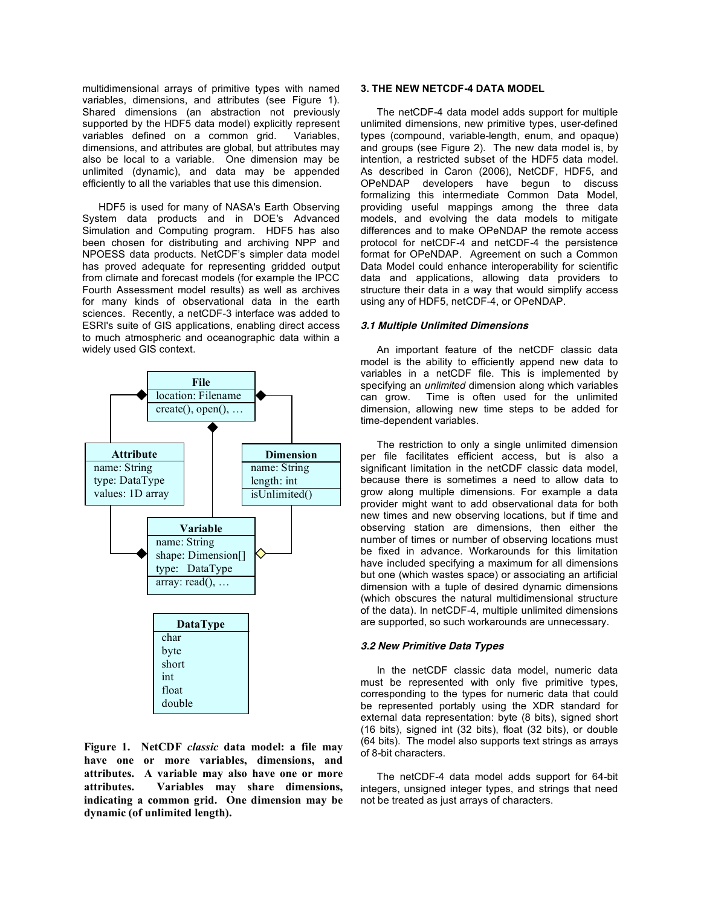multidimensional arrays of primitive types with named variables, dimensions, and attributes (see Figure 1). Shared dimensions (an abstraction not previously supported by the HDF5 data model) explicitly represent variables defined on a common grid. Variables, dimensions, and attributes are global, but attributes may also be local to a variable. One dimension may be unlimited (dynamic), and data may be appended efficiently to all the variables that use this dimension.

HDF5 is used for many of NASA's Earth Observing System data products and in DOE's Advanced Simulation and Computing program. HDF5 has also been chosen for distributing and archiving NPP and NPOESS data products. NetCDF's simpler data model has proved adequate for representing gridded output from climate and forecast models (for example the IPCC Fourth Assessment model results) as well as archives for many kinds of observational data in the earth sciences. Recently, a netCDF-3 interface was added to ESRI's suite of GIS applications, enabling direct access to much atmospheric and oceanographic data within a widely used GIS context.

| File |
| --- |
| location: Filename |
| create(), open(), … |

| Attribute |
| --- |
| name: String |
| type: DataType |
| values: 1D array |

| Dimension |
| --- |
| name: String |
| length: int |
| isUnlimited() |

| Variable |
| --- |
| name: String |
| shape: Dimension[] |
| type: DataType |
| array: read(), … |

| DataType |
| --- |
| char |
| byte |
| short |
| int |
| float |
| double |

**Figure 1. NetCDF *classic* data model: a file may have one or more variables, dimensions, and attributes. A variable may also have one or more attributes. Variables may share dimensions, indicating a common grid. One dimension may be dynamic (of unlimited length).**

## 3. THE NEW NETCDF-4 DATA MODEL

The netCDF-4 data model adds support for multiple unlimited dimensions, new primitive types, user-defined types (compound, variable-length, enum, and opaque) and groups (see Figure 2). The new data model is, by intention, a restricted subset of the HDF5 data model. As described in Caron (2006), NetCDF, HDF5, and OPeNDAP developers have begun to discuss formalizing this intermediate Common Data Model, providing useful mappings among the three data models, and evolving the data models to mitigate differences and to make OPeNDAP the remote access protocol for netCDF-4 and netCDF-4 the persistence format for OPeNDAP. Agreement on such a Common Data Model could enhance interoperability for scientific data and applications, allowing data providers to structure their data in a way that would simplify access using any of HDF5, netCDF-4, or OPeNDAP.

### *3.1 Multiple Unlimited Dimensions*

An important feature of the netCDF classic data model is the ability to efficiently append new data to variables in a netCDF file. This is implemented by specifying an *unlimited* dimension along which variables can grow. Time is often used for the unlimited dimension, allowing new time steps to be added for time-dependent variables.

The restriction to only a single unlimited dimension per file facilitates efficient access, but is also a significant limitation in the netCDF classic data model, because there is sometimes a need to allow data to grow along multiple dimensions. For example a data provider might want to add observational data for both new times and new observing locations, but if time and observing station are dimensions, then either the number of times or number of observing locations must be fixed in advance. Workarounds for this limitation have included specifying a maximum for all dimensions but one (which wastes space) or associating an artificial dimension with a tuple of desired dynamic dimensions (which obscures the natural multidimensional structure of the data). In netCDF-4, multiple unlimited dimensions are supported, so such workarounds are unnecessary.

### *3.2 New Primitive Data Types*

In the netCDF classic data model, numeric data must be represented with only five primitive types, corresponding to the types for numeric data that could be represented portably using the XDR standard for external data representation: byte (8 bits), signed short (16 bits), signed int (32 bits), float (32 bits), or double (64 bits). The model also supports text strings as arrays of 8-bit characters.

The netCDF-4 data model adds support for 64-bit integers, unsigned integer types, and strings that need not be treated as just arrays of characters.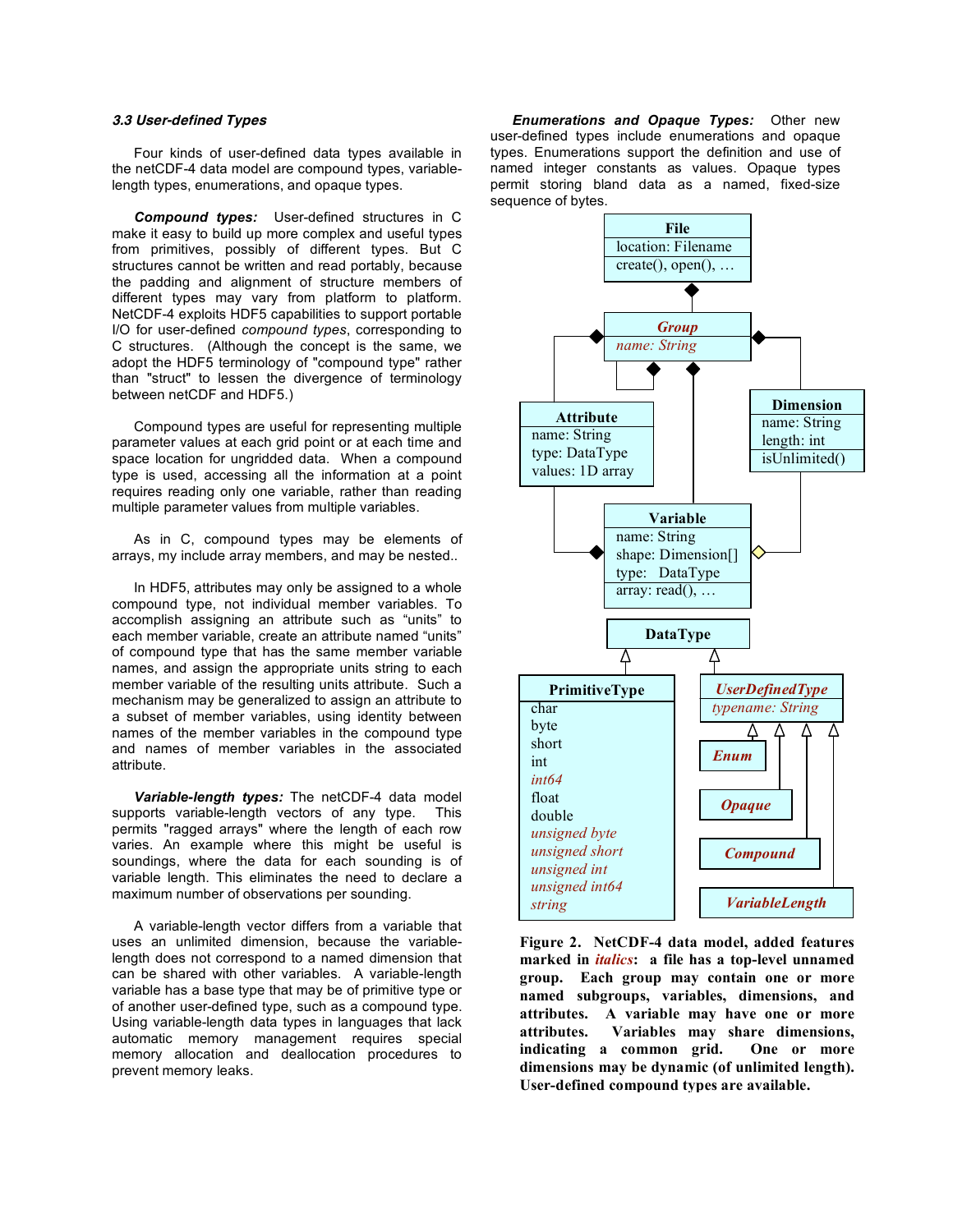### *3.3 User-defined Types*

Four kinds of user-defined data types available in the netCDF-4 data model are compound types, variable-length types, enumerations, and opaque types.

***Compound types:*** User-defined structures in C make it easy to build up more complex and useful types from primitives, possibly of different types. But C structures cannot be written and read portably, because the padding and alignment of structure members of different types may vary from platform to platform. NetCDF-4 exploits HDF5 capabilities to support portable I/O for user-defined *compound types*, corresponding to C structures. (Although the concept is the same, we adopt the HDF5 terminology of "compound type" rather than "struct" to lessen the divergence of terminology between netCDF and HDF5.)

Compound types are useful for representing multiple parameter values at each grid point or at each time and space location for ungridded data. When a compound type is used, accessing all the information at a point requires reading only one variable, rather than reading multiple parameter values from multiple variables.

As in C, compound types may be elements of arrays, my include array members, and may be nested..

In HDF5, attributes may only be assigned to a whole compound type, not individual member variables. To accomplish assigning an attribute such as "units" to each member variable, create an attribute named "units" of compound type that has the same member variable names, and assign the appropriate units string to each member variable of the resulting units attribute. Such a mechanism may be generalized to assign an attribute to a subset of member variables, using identity between names of the member variables in the compound type and names of member variables in the associated attribute.

***Variable-length types:*** The netCDF-4 data model supports variable-length vectors of any type. This permits "ragged arrays" where the length of each row varies. An example where this might be useful is soundings, where the data for each sounding is of variable length. This eliminates the need to declare a maximum number of observations per sounding.

A variable-length vector differs from a variable that uses an unlimited dimension, because the variable-length does not correspond to a named dimension that can be shared with other variables. A variable-length variable has a base type that may be of primitive type or of another user-defined type, such as a compound type. Using variable-length data types in languages that lack automatic memory management requires special memory allocation and deallocation procedures to prevent memory leaks.

***Enumerations and Opaque Types:*** Other new user-defined types include enumerations and opaque types. Enumerations support the definition and use of named integer constants as values. Opaque types permit storing bland data as a named, fixed-size sequence of bytes.

**Figure 2. NetCDF-4 data model, added features marked in *italics*: a file has a top-level unnamed group. Each group may contain one or more named subgroups, variables, dimensions, and attributes. A variable may have one or more attributes. Variables may share dimensions, indicating a common grid. One or more dimensions may be dynamic (of unlimited length). User-defined compound types are available.**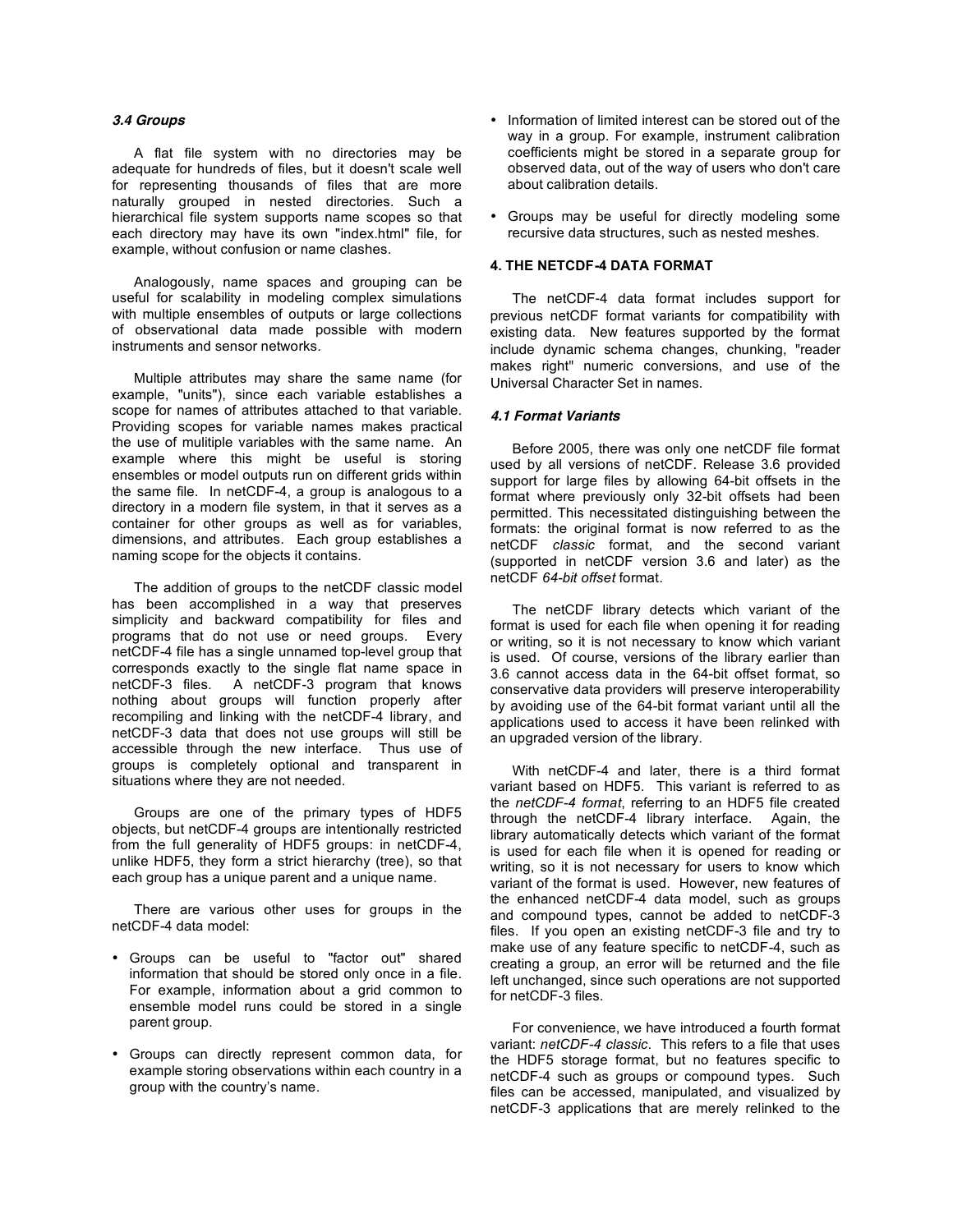### *3.4 Groups*

A flat file system with no directories may be adequate for hundreds of files, but it doesn't scale well for representing thousands of files that are more naturally grouped in nested directories. Such a hierarchical file system supports name scopes so that each directory may have its own "index.html" file, for example, without confusion or name clashes.

Analogously, name spaces and grouping can be useful for scalability in modeling complex simulations with multiple ensembles of outputs or large collections of observational data made possible with modern instruments and sensor networks.

Multiple attributes may share the same name (for example, "units"), since each variable establishes a scope for names of attributes attached to that variable. Providing scopes for variable names makes practical the use of mulitiple variables with the same name. An example where this might be useful is storing ensembles or model outputs run on different grids within the same file. In netCDF-4, a group is analogous to a directory in a modern file system, in that it serves as a container for other groups as well as for variables, dimensions, and attributes. Each group establishes a naming scope for the objects it contains.

The addition of groups to the netCDF classic model has been accomplished in a way that preserves simplicity and backward compatibility for files and programs that do not use or need groups. Every netCDF-4 file has a single unnamed top-level group that corresponds exactly to the single flat name space in netCDF-3 files. A netCDF-3 program that knows nothing about groups will function properly after recompiling and linking with the netCDF-4 library, and netCDF-3 data that does not use groups will still be accessible through the new interface. Thus use of groups is completely optional and transparent in situations where they are not needed.

Groups are one of the primary types of HDF5 objects, but netCDF-4 groups are intentionally restricted from the full generality of HDF5 groups: in netCDF-4, unlike HDF5, they form a strict hierarchy (tree), so that each group has a unique parent and a unique name.

There are various other uses for groups in the netCDF-4 data model:

- Groups can be useful to "factor out" shared information that should be stored only once in a file. For example, information about a grid common to ensemble model runs could be stored in a single parent group.
- Groups can directly represent common data, for example storing observations within each country in a group with the country's name.
- Information of limited interest can be stored out of the way in a group. For example, instrument calibration coefficients might be stored in a separate group for observed data, out of the way of users who don't care about calibration details.
- Groups may be useful for directly modeling some recursive data structures, such as nested meshes.

## 4. THE NETCDF-4 DATA FORMAT

The netCDF-4 data format includes support for previous netCDF format variants for compatibility with existing data. New features supported by the format include dynamic schema changes, chunking, "reader makes right" numeric conversions, and use of the Universal Character Set in names.

### *4.1 Format Variants*

Before 2005, there was only one netCDF file format used by all versions of netCDF. Release 3.6 provided support for large files by allowing 64-bit offsets in the format where previously only 32-bit offsets had been permitted. This necessitated distinguishing between the formats: the original format is now referred to as the netCDF *classic* format, and the second variant (supported in netCDF version 3.6 and later) as the netCDF *64-bit offset* format.

The netCDF library detects which variant of the format is used for each file when opening it for reading or writing, so it is not necessary to know which variant is used. Of course, versions of the library earlier than 3.6 cannot access data in the 64-bit offset format, so conservative data providers will preserve interoperability by avoiding use of the 64-bit format variant until all the applications used to access it have been relinked with an upgraded version of the library.

With netCDF-4 and later, there is a third format variant based on HDF5. This variant is referred to as the *netCDF-4 format*, referring to an HDF5 file created through the netCDF-4 library interface. Again, the library automatically detects which variant of the format is used for each file when it is opened for reading or writing, so it is not necessary for users to know which variant of the format is used. However, new features of the enhanced netCDF-4 data model, such as groups and compound types, cannot be added to netCDF-3 files. If you open an existing netCDF-3 file and try to make use of any feature specific to netCDF-4, such as creating a group, an error will be returned and the file left unchanged, since such operations are not supported for netCDF-3 files.

For convenience, we have introduced a fourth format variant: *netCDF-4 classic*. This refers to a file that uses the HDF5 storage format, but no features specific to netCDF-4 such as groups or compound types. Such files can be accessed, manipulated, and visualized by netCDF-3 applications that are merely relinked to the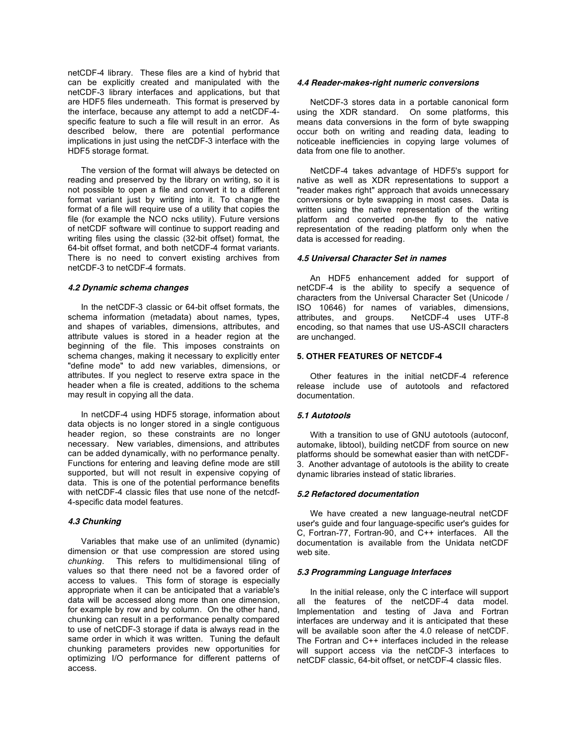netCDF-4 library. These files are a kind of hybrid that can be explicitly created and manipulated with the netCDF-3 library interfaces and applications, but that are HDF5 files underneath. This format is preserved by the interface, because any attempt to add a netCDF-4-specific feature to such a file will result in an error. As described below, there are potential performance implications in just using the netCDF-3 interface with the HDF5 storage format.

The version of the format will always be detected on reading and preserved by the library on writing, so it is not possible to open a file and convert it to a different format variant just by writing into it. To change the format of a file will require use of a utility that copies the file (for example the NCO ncks utility). Future versions of netCDF software will continue to support reading and writing files using the classic (32-bit offset) format, the 64-bit offset format, and both netCDF-4 format variants. There is no need to convert existing archives from netCDF-3 to netCDF-4 formats.

#### *4.2 Dynamic schema changes*

In the netCDF-3 classic or 64-bit offset formats, the schema information (metadata) about names, types, and shapes of variables, dimensions, attributes, and attribute values is stored in a header region at the beginning of the file. This imposes constraints on schema changes, making it necessary to explicitly enter "define mode" to add new variables, dimensions, or attributes. If you neglect to reserve extra space in the header when a file is created, additions to the schema may result in copying all the data.

In netCDF-4 using HDF5 storage, information about data objects is no longer stored in a single contiguous header region, so these constraints are no longer necessary. New variables, dimensions, and attributes can be added dynamically, with no performance penalty. Functions for entering and leaving define mode are still supported, but will not result in expensive copying of data. This is one of the potential performance benefits with netCDF-4 classic files that use none of the netcdf-4-specific data model features.

#### *4.3 Chunking*

Variables that make use of an unlimited (dynamic) dimension or that use compression are stored using *chunking*. This refers to multidimensional tiling of values so that there need not be a favored order of access to values. This form of storage is especially appropriate when it can be anticipated that a variable's data will be accessed along more than one dimension, for example by row and by column. On the other hand, chunking can result in a performance penalty compared to use of netCDF-3 storage if data is always read in the same order in which it was written. Tuning the default chunking parameters provides new opportunities for optimizing I/O performance for different patterns of access.

#### *4.4 Reader-makes-right numeric conversions*

NetCDF-3 stores data in a portable canonical form using the XDR standard. On some platforms, this means data conversions in the form of byte swapping occur both on writing and reading data, leading to noticeable inefficiencies in copying large volumes of data from one file to another.

NetCDF-4 takes advantage of HDF5's support for native as well as XDR representations to support a "reader makes right" approach that avoids unnecessary conversions or byte swapping in most cases. Data is written using the native representation of the writing platform and converted on-the fly to the native representation of the reading platform only when the data is accessed for reading.

#### *4.5 Universal Character Set in names*

An HDF5 enhancement added for support of netCDF-4 is the ability to specify a sequence of characters from the Universal Character Set (Unicode / ISO 10646) for names of variables, dimensions, attributes, and groups. NetCDF-4 uses UTF-8 encoding, so that names that use US-ASCII characters are unchanged.

### 5. OTHER FEATURES OF NETCDF-4

Other features in the initial netCDF-4 reference release include use of autotools and refactored documentation.

#### *5.1 Autotools*

With a transition to use of GNU autotools (autoconf, automake, libtool), building netCDF from source on new platforms should be somewhat easier than with netCDF-3. Another advantage of autotools is the ability to create dynamic libraries instead of static libraries.

#### *5.2 Refactored documentation*

We have created a new language-neutral netCDF user's guide and four language-specific user's guides for C, Fortran-77, Fortran-90, and C++ interfaces. All the documentation is available from the Unidata netCDF web site.

#### *5.3 Programming Language Interfaces*

In the initial release, only the C interface will support all the features of the netCDF-4 data model. Implementation and testing of Java and Fortran interfaces are underway and it is anticipated that these will be available soon after the 4.0 release of netCDF. The Fortran and C++ interfaces included in the release will support access via the netCDF-3 interfaces to netCDF classic, 64-bit offset, or netCDF-4 classic files.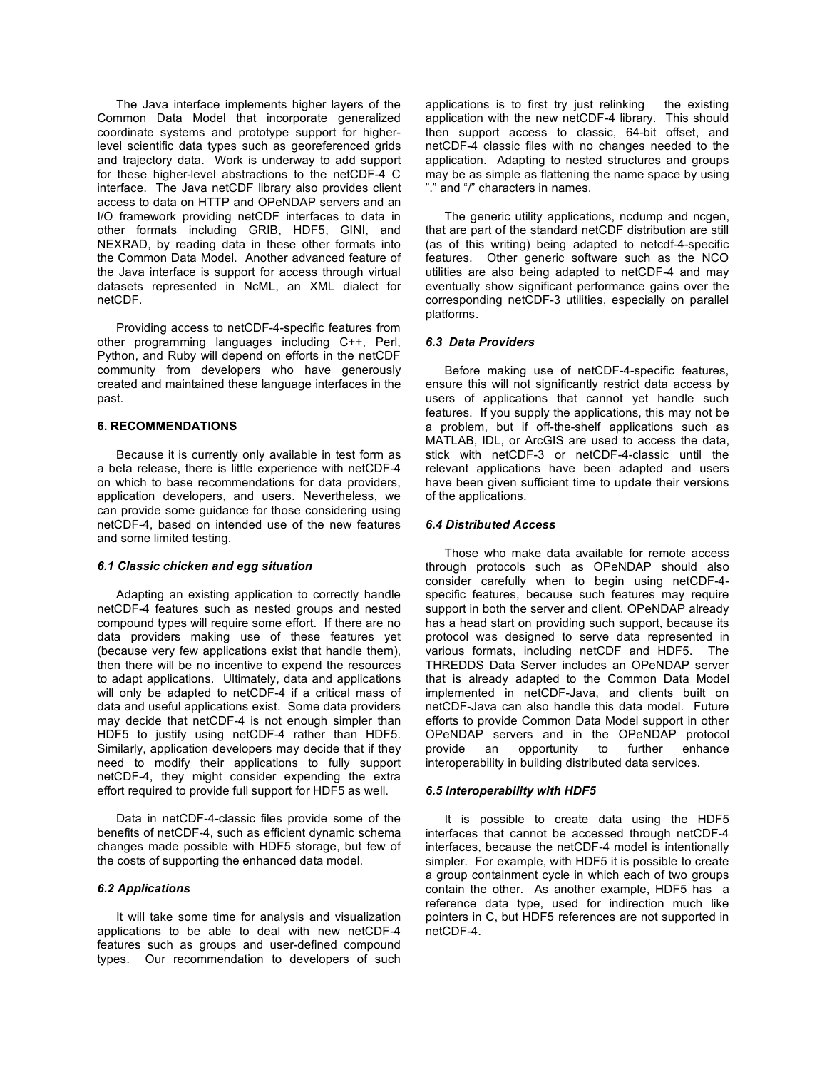The Java interface implements higher layers of the Common Data Model that incorporate generalized coordinate systems and prototype support for higher-level scientific data types such as georeferenced grids and trajectory data. Work is underway to add support for these higher-level abstractions to the netCDF-4 C interface. The Java netCDF library also provides client access to data on HTTP and OPeNDAP servers and an I/O framework providing netCDF interfaces to data in other formats including GRIB, HDF5, GINI, and NEXRAD, by reading data in these other formats into the Common Data Model. Another advanced feature of the Java interface is support for access through virtual datasets represented in NcML, an XML dialect for netCDF.

Providing access to netCDF-4-specific features from other programming languages including C++, Perl, Python, and Ruby will depend on efforts in the netCDF community from developers who have generously created and maintained these language interfaces in the past.

## 6. RECOMMENDATIONS

Because it is currently only available in test form as a beta release, there is little experience with netCDF-4 on which to base recommendations for data providers, application developers, and users. Nevertheless, we can provide some guidance for those considering using netCDF-4, based on intended use of the new features and some limited testing.

### *6.1 Classic chicken and egg situation*

Adapting an existing application to correctly handle netCDF-4 features such as nested groups and nested compound types will require some effort. If there are no data providers making use of these features yet (because very few applications exist that handle them), then there will be no incentive to expend the resources to adapt applications. Ultimately, data and applications will only be adapted to netCDF-4 if a critical mass of data and useful applications exist. Some data providers may decide that netCDF-4 is not enough simpler than HDF5 to justify using netCDF-4 rather than HDF5. Similarly, application developers may decide that if they need to modify their applications to fully support netCDF-4, they might consider expending the extra effort required to provide full support for HDF5 as well.

Data in netCDF-4-classic files provide some of the benefits of netCDF-4, such as efficient dynamic schema changes made possible with HDF5 storage, but few of the costs of supporting the enhanced data model.

### *6.2 Applications*

It will take some time for analysis and visualization applications to be able to deal with new netCDF-4 features such as groups and user-defined compound types. Our recommendation to developers of such applications is to first try just relinking the existing application with the new netCDF-4 library. This should then support access to classic, 64-bit offset, and netCDF-4 classic files with no changes needed to the application. Adapting to nested structures and groups may be as simple as flattening the name space by using "." and "/" characters in names.

The generic utility applications, ncdump and ncgen, that are part of the standard netCDF distribution are still (as of this writing) being adapted to netcdf-4-specific features. Other generic software such as the NCO utilities are also being adapted to netCDF-4 and may eventually show significant performance gains over the corresponding netCDF-3 utilities, especially on parallel platforms.

### *6.3 Data Providers*

Before making use of netCDF-4-specific features, ensure this will not significantly restrict data access by users of applications that cannot yet handle such features. If you supply the applications, this may not be a problem, but if off-the-shelf applications such as MATLAB, IDL, or ArcGIS are used to access the data, stick with netCDF-3 or netCDF-4-classic until the relevant applications have been adapted and users have been given sufficient time to update their versions of the applications.

### *6.4 Distributed Access*

Those who make data available for remote access through protocols such as OPeNDAP should also consider carefully when to begin using netCDF-4-specific features, because such features may require support in both the server and client. OPeNDAP already has a head start on providing such support, because its protocol was designed to serve data represented in various formats, including netCDF and HDF5. The THREDDS Data Server includes an OPeNDAP server that is already adapted to the Common Data Model implemented in netCDF-Java, and clients built on netCDF-Java can also handle this data model. Future efforts to provide Common Data Model support in other OPeNDAP servers and in the OPeNDAP protocol provide an opportunity to further enhance interoperability in building distributed data services.

### *6.5 Interoperability with HDF5*

It is possible to create data using the HDF5 interfaces that cannot be accessed through netCDF-4 interfaces, because the netCDF-4 model is intentionally simpler. For example, with HDF5 it is possible to create a group containment cycle in which each of two groups contain the other. As another example, HDF5 has a reference data type, used for indirection much like pointers in C, but HDF5 references are not supported in netCDF-4.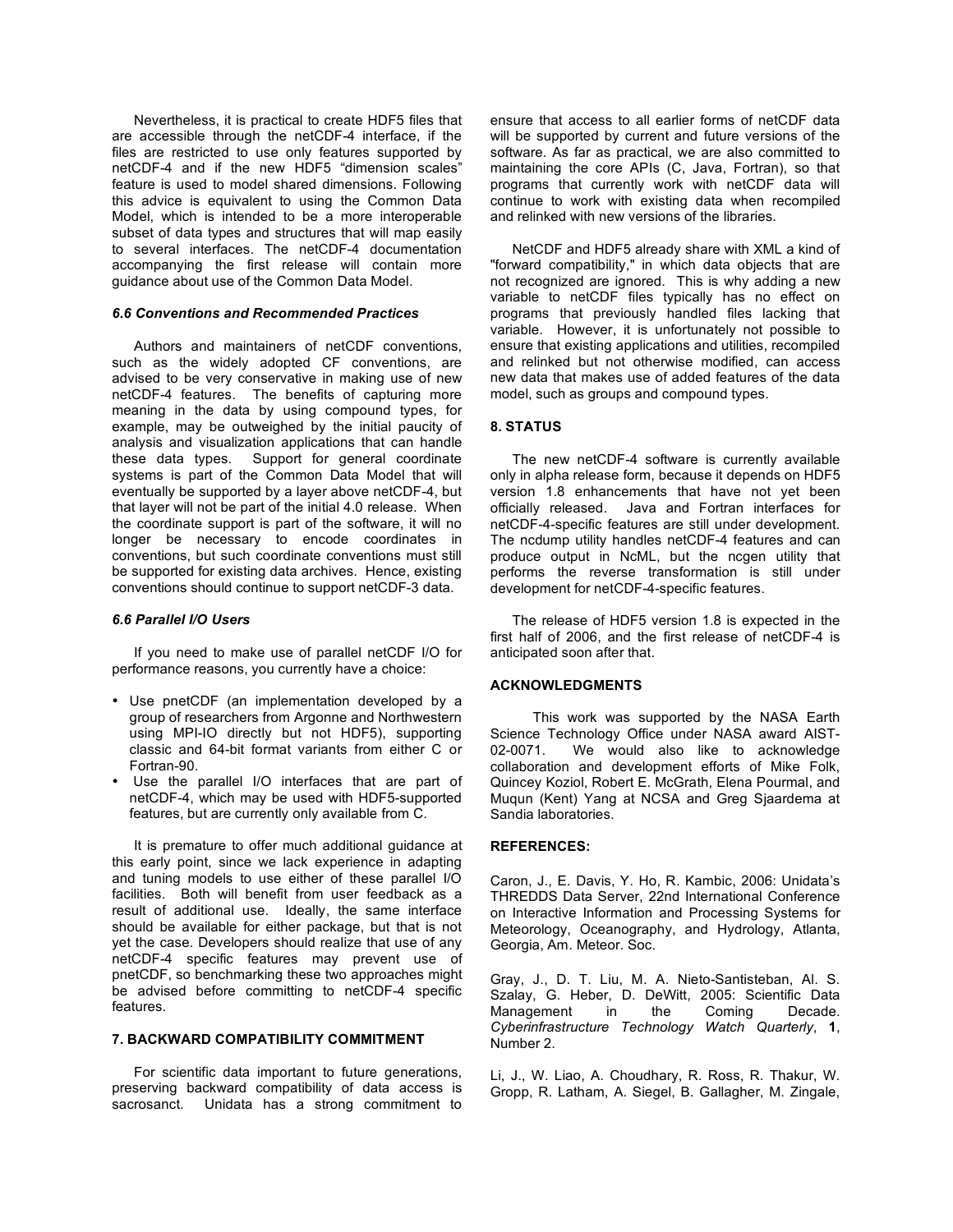Nevertheless, it is practical to create HDF5 files that are accessible through the netCDF-4 interface, if the files are restricted to use only features supported by netCDF-4 and if the new HDF5 "dimension scales" feature is used to model shared dimensions. Following this advice is equivalent to using the Common Data Model, which is intended to be a more interoperable subset of data types and structures that will map easily to several interfaces. The netCDF-4 documentation accompanying the first release will contain more guidance about use of the Common Data Model.

### *6.6 Conventions and Recommended Practices*

Authors and maintainers of netCDF conventions, such as the widely adopted CF conventions, are advised to be very conservative in making use of new netCDF-4 features. The benefits of capturing more meaning in the data by using compound types, for example, may be outweighed by the initial paucity of analysis and visualization applications that can handle these data types. Support for general coordinate systems is part of the Common Data Model that will eventually be supported by a layer above netCDF-4, but that layer will not be part of the initial 4.0 release. When the coordinate support is part of the software, it will no longer be necessary to encode coordinates in conventions, but such coordinate conventions must still be supported for existing data archives. Hence, existing conventions should continue to support netCDF-3 data.

### *6.6 Parallel I/O Users*

If you need to make use of parallel netCDF I/O for performance reasons, you currently have a choice:

- Use pnetCDF (an implementation developed by a group of researchers from Argonne and Northwestern using MPI-IO directly but not HDF5), supporting classic and 64-bit format variants from either C or Fortran-90.
- Use the parallel I/O interfaces that are part of netCDF-4, which may be used with HDF5-supported features, but are currently only available from C.

It is premature to offer much additional guidance at this early point, since we lack experience in adapting and tuning models to use either of these parallel I/O facilities. Both will benefit from user feedback as a result of additional use. Ideally, the same interface should be available for either package, but that is not yet the case. Developers should realize that use of any netCDF-4 specific features may prevent use of pnetCDF, so benchmarking these two approaches might be advised before committing to netCDF-4 specific features.

## 7. BACKWARD COMPATIBILITY COMMITMENT

For scientific data important to future generations, preserving backward compatibility of data access is sacrosanct. Unidata has a strong commitment to ensure that access to all earlier forms of netCDF data will be supported by current and future versions of the software. As far as practical, we are also committed to maintaining the core APIs (C, Java, Fortran), so that programs that currently work with netCDF data will continue to work with existing data when recompiled and relinked with new versions of the libraries.

NetCDF and HDF5 already share with XML a kind of "forward compatibility," in which data objects that are not recognized are ignored. This is why adding a new variable to netCDF files typically has no effect on programs that previously handled files lacking that variable. However, it is unfortunately not possible to ensure that existing applications and utilities, recompiled and relinked but not otherwise modified, can access new data that makes use of added features of the data model, such as groups and compound types.

## 8. STATUS

The new netCDF-4 software is currently available only in alpha release form, because it depends on HDF5 version 1.8 enhancements that have not yet been officially released. Java and Fortran interfaces for netCDF-4-specific features are still under development. The ncdump utility handles netCDF-4 features and can produce output in NcML, but the ncgen utility that performs the reverse transformation is still under development for netCDF-4-specific features.

The release of HDF5 version 1.8 is expected in the first half of 2006, and the first release of netCDF-4 is anticipated soon after that.

## ACKNOWLEDGMENTS

This work was supported by the NASA Earth Science Technology Office under NASA award AIST-02-0071. We would also like to acknowledge collaboration and development efforts of Mike Folk, Quincey Koziol, Robert E. McGrath, Elena Pourmal, and Muqun (Kent) Yang at NCSA and Greg Sjaardema at Sandia laboratories.

## REFERENCES:

Caron, J., E. Davis, Y. Ho, R. Kambic, 2006: Unidata's THREDDS Data Server, 22nd International Conference on Interactive Information and Processing Systems for Meteorology, Oceanography, and Hydrology, Atlanta, Georgia, Am. Meteor. Soc.

Gray, J., D. T. Liu, M. A. Nieto-Santisteban, Al. S. Szalay, G. Heber, D. DeWitt, 2005: Scientific Data Management in the Coming Decade. *Cyberinfrastructure Technology Watch Quarterly*, **1**, Number 2.

Li, J., W. Liao, A. Choudhary, R. Ross, R. Thakur, W. Gropp, R. Latham, A. Siegel, B. Gallagher, M. Zingale,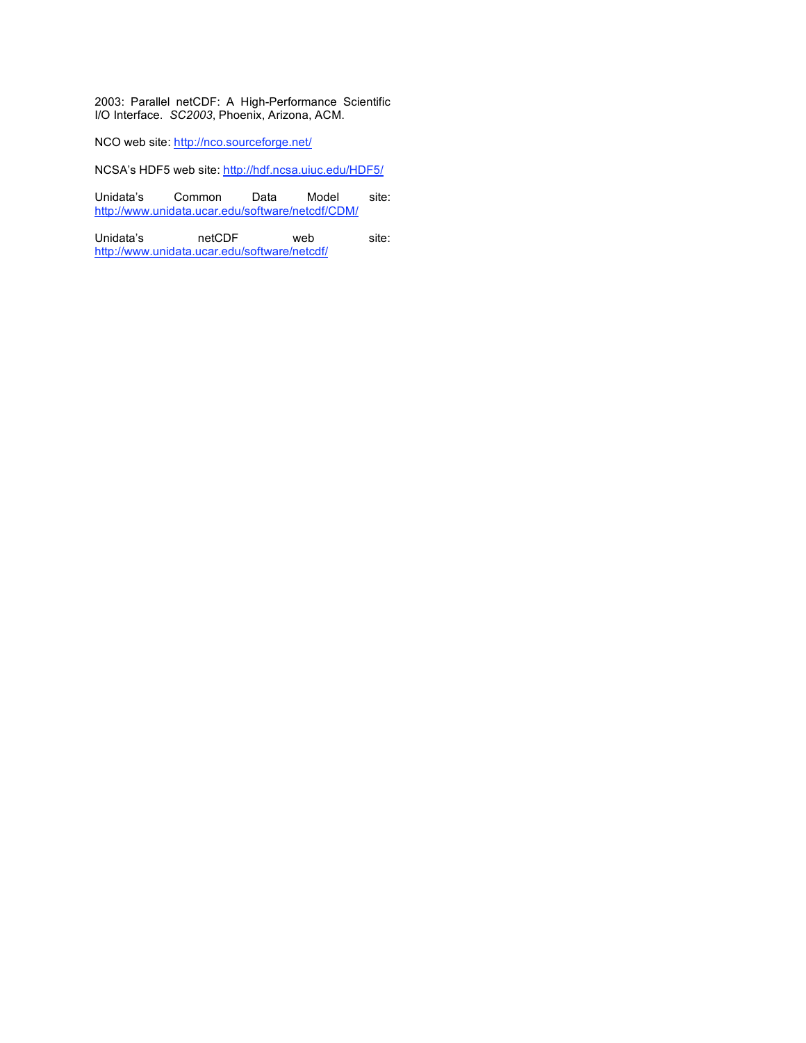2003: Parallel netCDF: A High-Performance Scientific I/O Interface. *SC2003*, Phoenix, Arizona, ACM.

NCO web site: http://nco.sourceforge.net/

NCSA's HDF5 web site: http://hdf.ncsa.uiuc.edu/HDF5/

Unidata's Common Data Model site: http://www.unidata.ucar.edu/software/netcdf/CDM/

Unidata's netCDF web site: http://www.unidata.ucar.edu/software/netcdf/